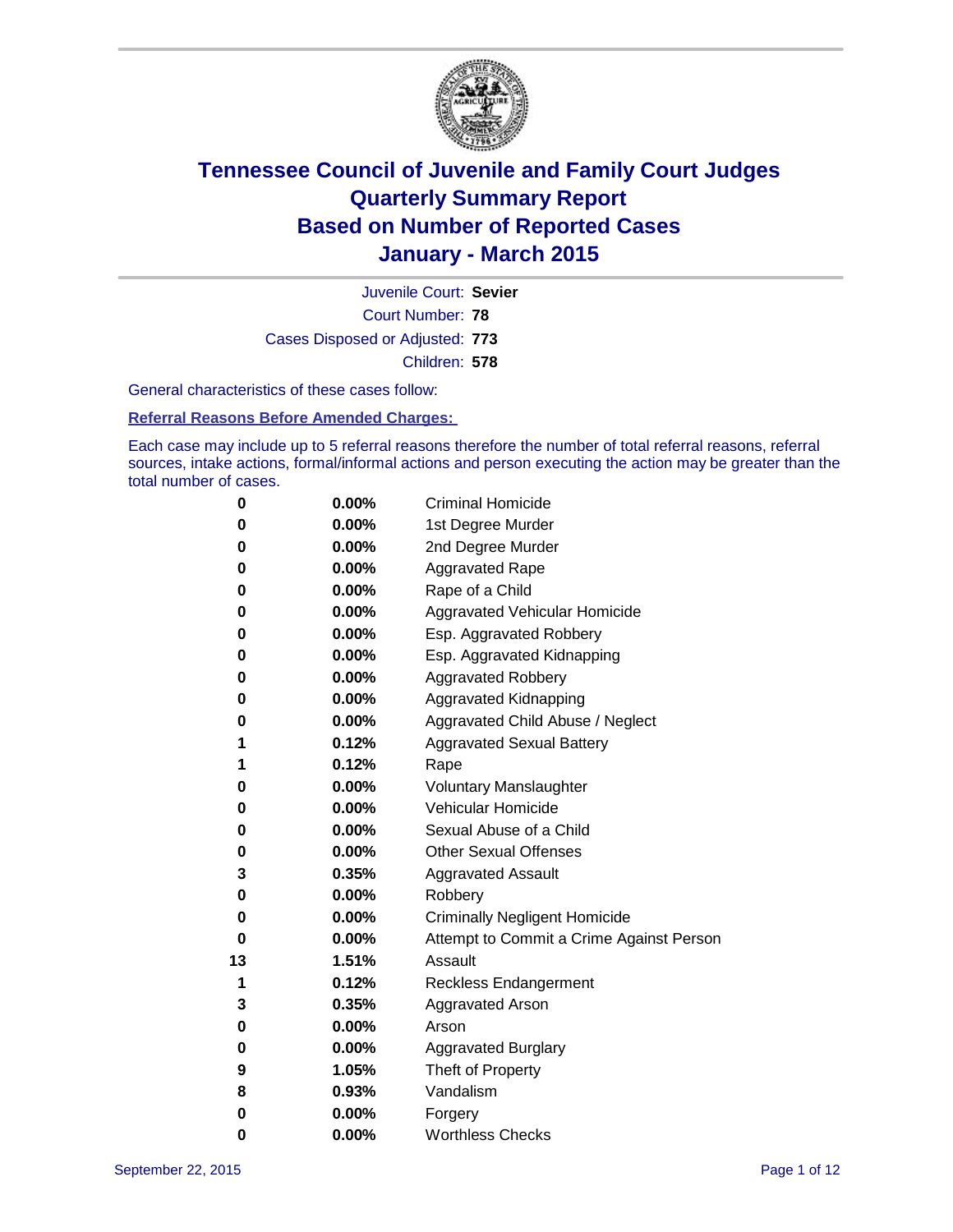# Tennessee Council of Juvenile and Family Court Judges
# Quarterly Summary Report
# Based on Number of Reported Cases
# January - March 2015

Juvenile Court: **Sevier**
Court Number: **78**
Cases Disposed or Adjusted: **773**
Children: **578**

General characteristics of these cases follow:

**Referral Reasons Before Amended Charges:**

Each case may include up to 5 referral reasons therefore the number of total referral reasons, referral sources, intake actions, formal/informal actions and person executing the action may be greater than the total number of cases.

| | | |
|---|---|---|
| 0 | 0.00% | Criminal Homicide |
| 0 | 0.00% | 1st Degree Murder |
| 0 | 0.00% | 2nd Degree Murder |
| 0 | 0.00% | Aggravated Rape |
| 0 | 0.00% | Rape of a Child |
| 0 | 0.00% | Aggravated Vehicular Homicide |
| 0 | 0.00% | Esp. Aggravated Robbery |
| 0 | 0.00% | Esp. Aggravated Kidnapping |
| 0 | 0.00% | Aggravated Robbery |
| 0 | 0.00% | Aggravated Kidnapping |
| 0 | 0.00% | Aggravated Child Abuse / Neglect |
| 1 | 0.12% | Aggravated Sexual Battery |
| 1 | 0.12% | Rape |
| 0 | 0.00% | Voluntary Manslaughter |
| 0 | 0.00% | Vehicular Homicide |
| 0 | 0.00% | Sexual Abuse of a Child |
| 0 | 0.00% | Other Sexual Offenses |
| 3 | 0.35% | Aggravated Assault |
| 0 | 0.00% | Robbery |
| 0 | 0.00% | Criminally Negligent Homicide |
| 0 | 0.00% | Attempt to Commit a Crime Against Person |
| 13 | 1.51% | Assault |
| 1 | 0.12% | Reckless Endangerment |
| 3 | 0.35% | Aggravated Arson |
| 0 | 0.00% | Arson |
| 0 | 0.00% | Aggravated Burglary |
| 9 | 1.05% | Theft of Property |
| 8 | 0.93% | Vandalism |
| 0 | 0.00% | Forgery |
| 0 | 0.00% | Worthless Checks |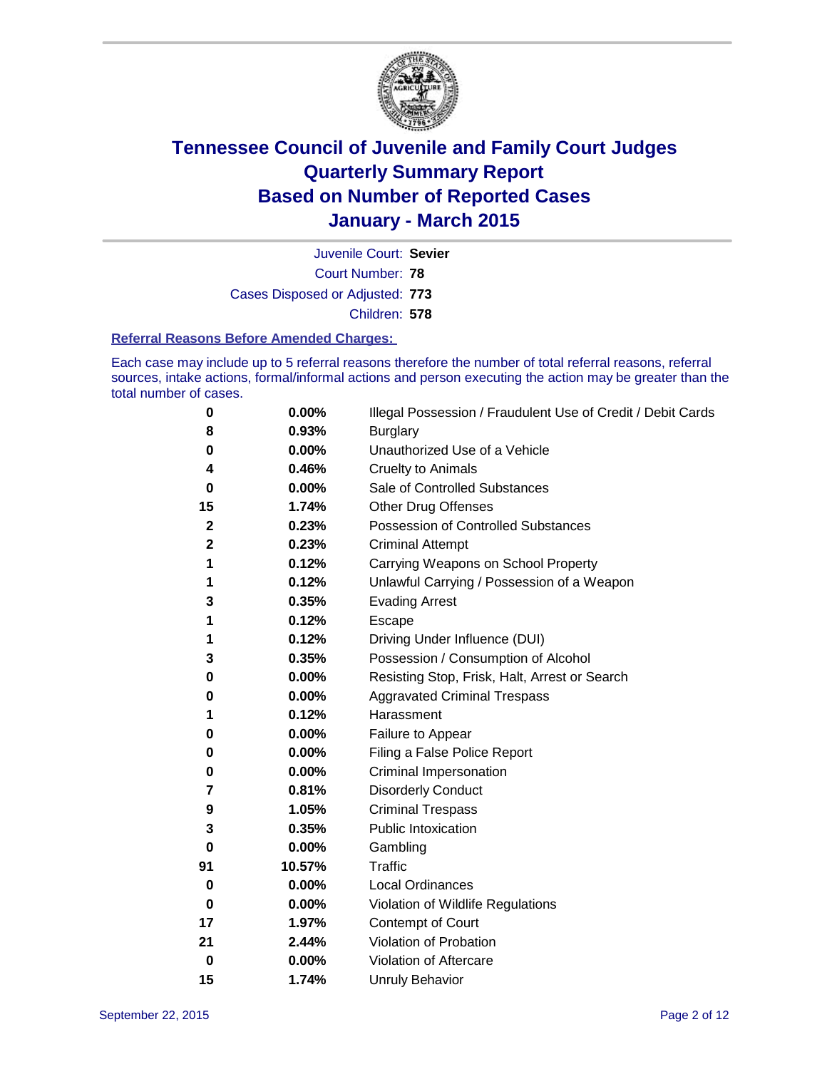# Tennessee Council of Juvenile and Family Court Judges
# Quarterly Summary Report
# Based on Number of Reported Cases
# January - March 2015

Juvenile Court: **Sevier**

Court Number: **78**

Cases Disposed or Adjusted: **773**

Children: **578**

**Referral Reasons Before Amended Charges:**

Each case may include up to 5 referral reasons therefore the number of total referral reasons, referral sources, intake actions, formal/informal actions and person executing the action may be greater than the total number of cases.

| | | |
|---|---|---|
| **0** | **0.00%** | Illegal Possession / Fraudulent Use of Credit / Debit Cards |
| **8** | **0.93%** | Burglary |
| **0** | **0.00%** | Unauthorized Use of a Vehicle |
| **4** | **0.46%** | Cruelty to Animals |
| **0** | **0.00%** | Sale of Controlled Substances |
| **15** | **1.74%** | Other Drug Offenses |
| **2** | **0.23%** | Possession of Controlled Substances |
| **2** | **0.23%** | Criminal Attempt |
| **1** | **0.12%** | Carrying Weapons on School Property |
| **1** | **0.12%** | Unlawful Carrying / Possession of a Weapon |
| **3** | **0.35%** | Evading Arrest |
| **1** | **0.12%** | Escape |
| **1** | **0.12%** | Driving Under Influence (DUI) |
| **3** | **0.35%** | Possession / Consumption of Alcohol |
| **0** | **0.00%** | Resisting Stop, Frisk, Halt, Arrest or Search |
| **0** | **0.00%** | Aggravated Criminal Trespass |
| **1** | **0.12%** | Harassment |
| **0** | **0.00%** | Failure to Appear |
| **0** | **0.00%** | Filing a False Police Report |
| **0** | **0.00%** | Criminal Impersonation |
| **7** | **0.81%** | Disorderly Conduct |
| **9** | **1.05%** | Criminal Trespass |
| **3** | **0.35%** | Public Intoxication |
| **0** | **0.00%** | Gambling |
| **91** | **10.57%** | Traffic |
| **0** | **0.00%** | Local Ordinances |
| **0** | **0.00%** | Violation of Wildlife Regulations |
| **17** | **1.97%** | Contempt of Court |
| **21** | **2.44%** | Violation of Probation |
| **0** | **0.00%** | Violation of Aftercare |
| **15** | **1.74%** | Unruly Behavior |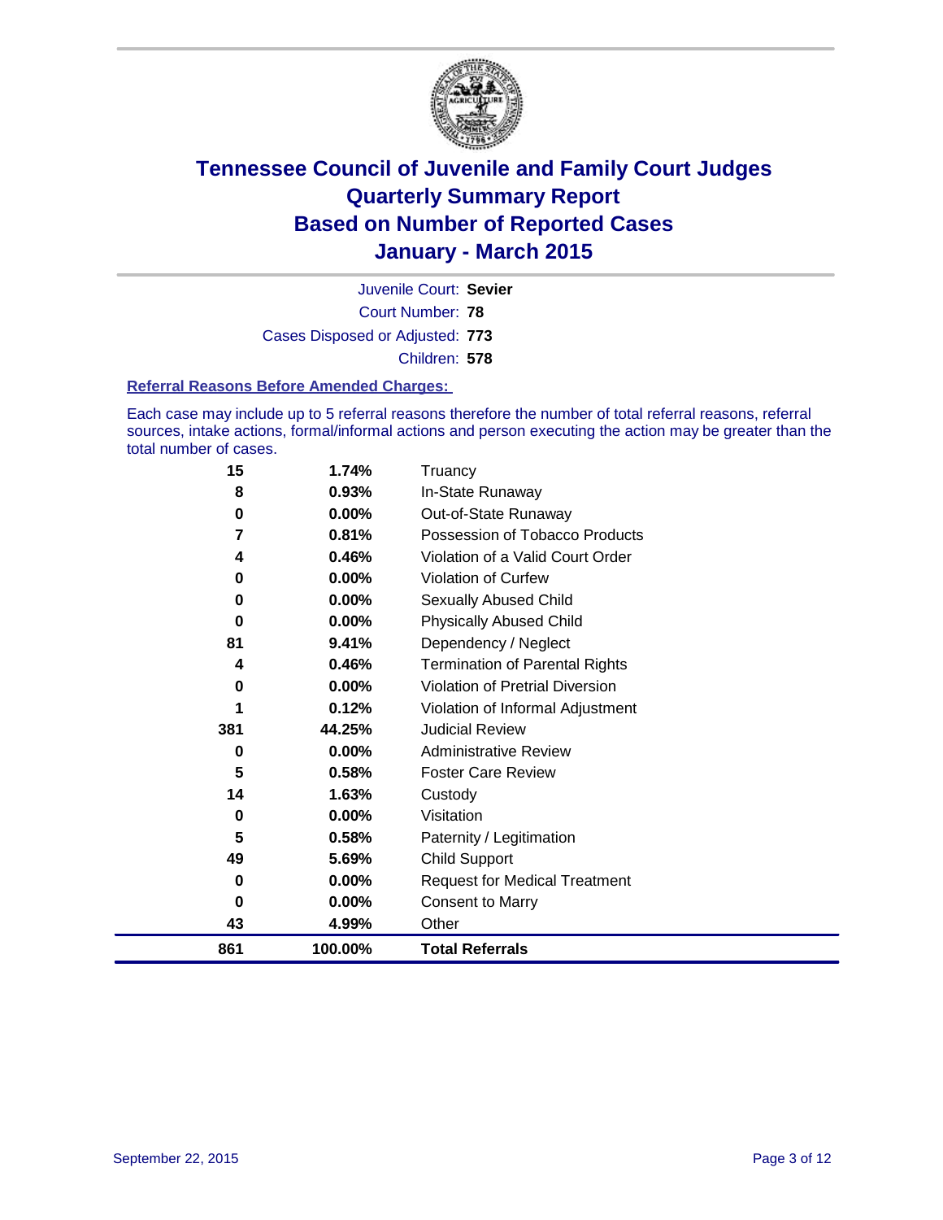# Tennessee Council of Juvenile and Family Court Judges
## Quarterly Summary Report
## Based on Number of Reported Cases
## January - March 2015

Juvenile Court: **Sevier**

Court Number: **78**

Cases Disposed or Adjusted: **773**

Children: **578**

**Referral Reasons Before Amended Charges:**

Each case may include up to 5 referral reasons therefore the number of total referral reasons, referral sources, intake actions, formal/informal actions and person executing the action may be greater than the total number of cases.

| | | |
|---|---|---|
| 15 | 1.74% | Truancy |
| 8 | 0.93% | In-State Runaway |
| 0 | 0.00% | Out-of-State Runaway |
| 7 | 0.81% | Possession of Tobacco Products |
| 4 | 0.46% | Violation of a Valid Court Order |
| 0 | 0.00% | Violation of Curfew |
| 0 | 0.00% | Sexually Abused Child |
| 0 | 0.00% | Physically Abused Child |
| 81 | 9.41% | Dependency / Neglect |
| 4 | 0.46% | Termination of Parental Rights |
| 0 | 0.00% | Violation of Pretrial Diversion |
| 1 | 0.12% | Violation of Informal Adjustment |
| 381 | 44.25% | Judicial Review |
| 0 | 0.00% | Administrative Review |
| 5 | 0.58% | Foster Care Review |
| 14 | 1.63% | Custody |
| 0 | 0.00% | Visitation |
| 5 | 0.58% | Paternity / Legitimation |
| 49 | 5.69% | Child Support |
| 0 | 0.00% | Request for Medical Treatment |
| 0 | 0.00% | Consent to Marry |
| 43 | 4.99% | Other |
| **861** | **100.00%** | **Total Referrals** |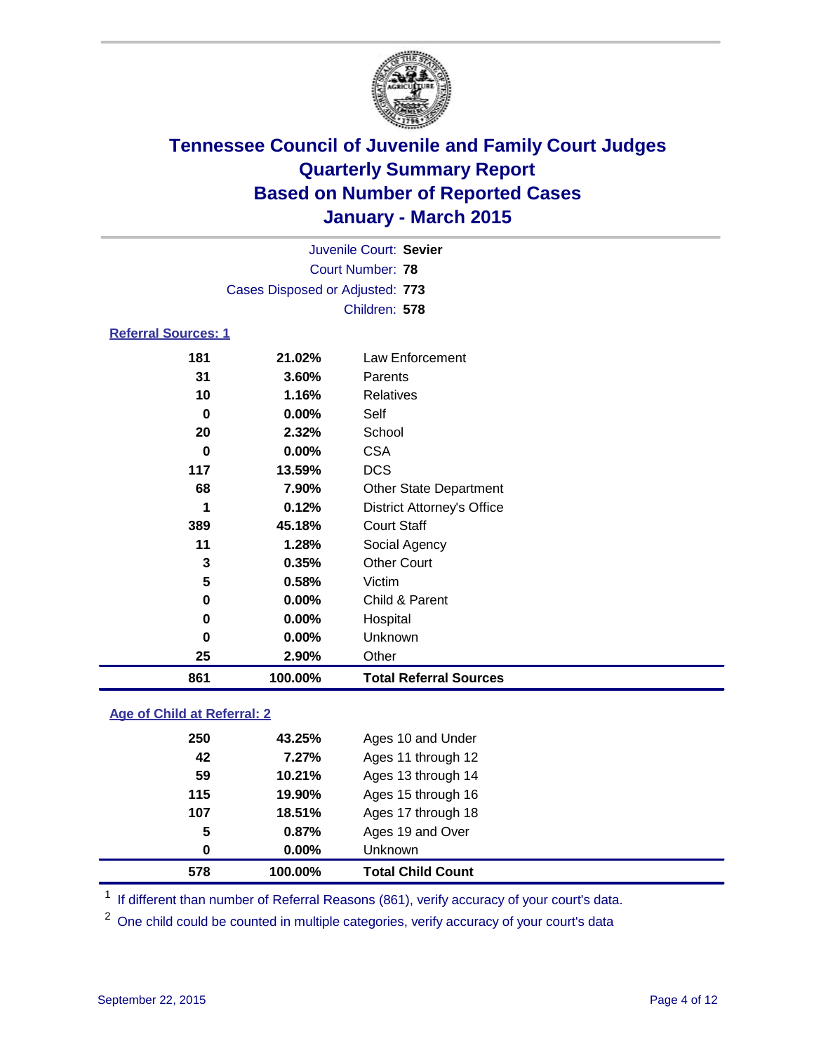# Tennessee Council of Juvenile and Family Court Judges
# Quarterly Summary Report
# Based on Number of Reported Cases
# January - March 2015

Juvenile Court: **Sevier**

Court Number: **78**

Cases Disposed or Adjusted: **773**

Children: **578**

## Referral Sources: 1

| | | |
|---|---|---|
| **181** | **21.02%** | Law Enforcement |
| **31** | **3.60%** | Parents |
| **10** | **1.16%** | Relatives |
| **0** | **0.00%** | Self |
| **20** | **2.32%** | School |
| **0** | **0.00%** | CSA |
| **117** | **13.59%** | DCS |
| **68** | **7.90%** | Other State Department |
| **1** | **0.12%** | District Attorney's Office |
| **389** | **45.18%** | Court Staff |
| **11** | **1.28%** | Social Agency |
| **3** | **0.35%** | Other Court |
| **5** | **0.58%** | Victim |
| **0** | **0.00%** | Child & Parent |
| **0** | **0.00%** | Hospital |
| **0** | **0.00%** | Unknown |
| **25** | **2.90%** | Other |
| **861** | **100.00%** | **Total Referral Sources** |

## Age of Child at Referral: 2

| | | |
|---|---|---|
| **250** | **43.25%** | Ages 10 and Under |
| **42** | **7.27%** | Ages 11 through 12 |
| **59** | **10.21%** | Ages 13 through 14 |
| **115** | **19.90%** | Ages 15 through 16 |
| **107** | **18.51%** | Ages 17 through 18 |
| **5** | **0.87%** | Ages 19 and Over |
| **0** | **0.00%** | Unknown |
| **578** | **100.00%** | **Total Child Count** |

[1] If different than number of Referral Reasons (861), verify accuracy of your court's data.

[2] One child could be counted in multiple categories, verify accuracy of your court's data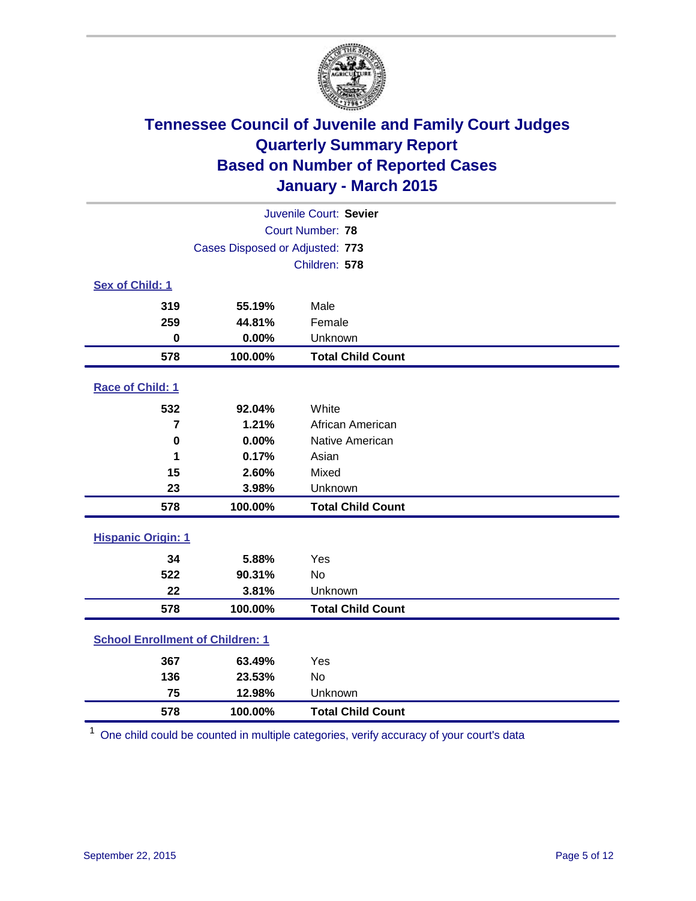# Tennessee Council of Juvenile and Family Court Judges
## Quarterly Summary Report
## Based on Number of Reported Cases
## January - March 2015

Juvenile Court: **Sevier**

Court Number: **78**

Cases Disposed or Adjusted: **773**

Children: **578**

### Sex of Child: 1

| | | |
|---|---|---|
| **319** | **55.19%** | Male |
| **259** | **44.81%** | Female |
| **0** | **0.00%** | Unknown |
| **578** | **100.00%** | **Total Child Count** |

### Race of Child: 1

| | | |
|---|---|---|
| **532** | **92.04%** | White |
| **7** | **1.21%** | African American |
| **0** | **0.00%** | Native American |
| **1** | **0.17%** | Asian |
| **15** | **2.60%** | Mixed |
| **23** | **3.98%** | Unknown |
| **578** | **100.00%** | **Total Child Count** |

### Hispanic Origin: 1

| | | |
|---|---|---|
| **34** | **5.88%** | Yes |
| **522** | **90.31%** | No |
| **22** | **3.81%** | Unknown |
| **578** | **100.00%** | **Total Child Count** |

### School Enrollment of Children: 1

| | | |
|---|---|---|
| **367** | **63.49%** | Yes |
| **136** | **23.53%** | No |
| **75** | **12.98%** | Unknown |
| **578** | **100.00%** | **Total Child Count** |

[1] One child could be counted in multiple categories, verify accuracy of your court's data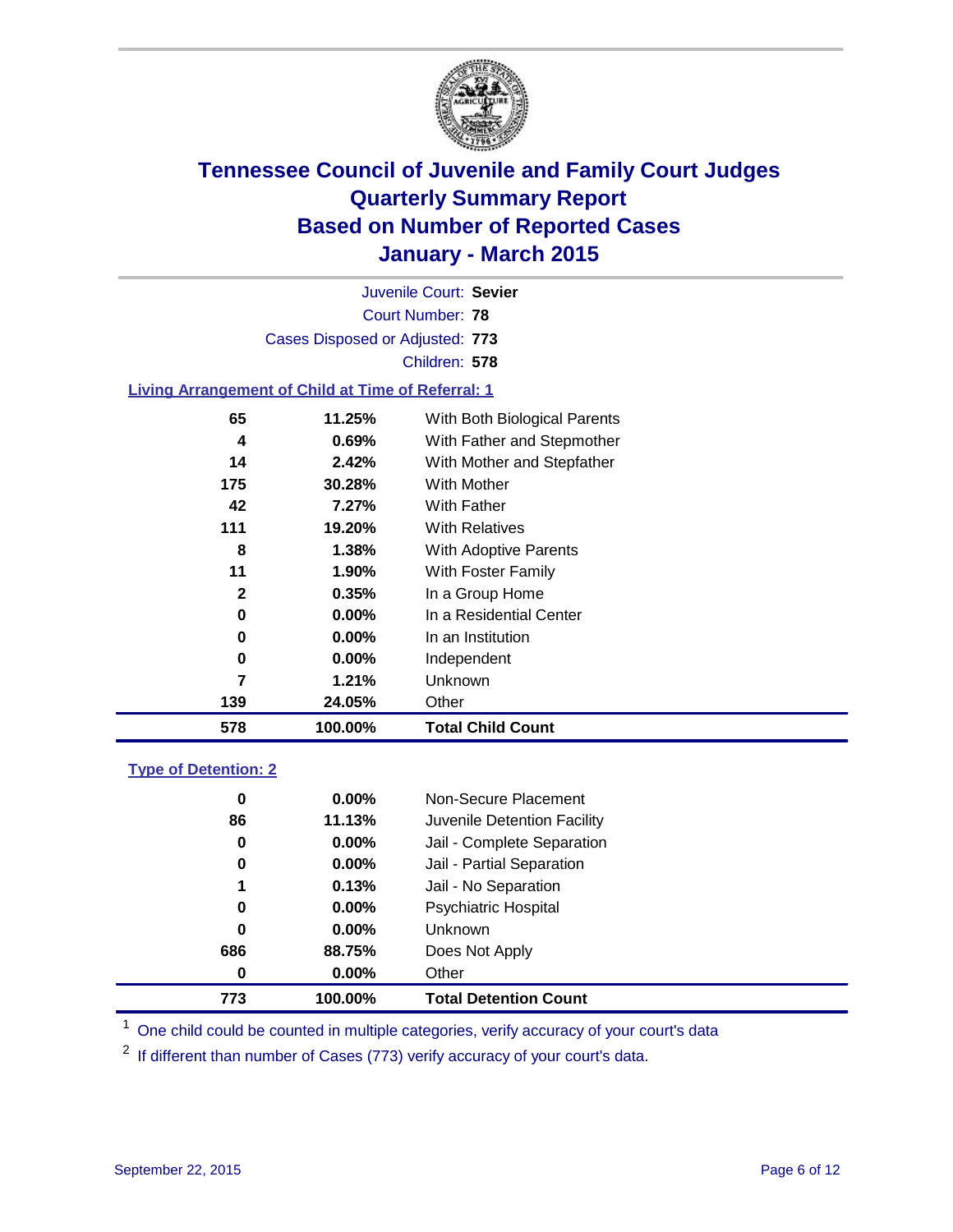# Tennessee Council of Juvenile and Family Court Judges
## Quarterly Summary Report
## Based on Number of Reported Cases
## January - March 2015

Juvenile Court: **Sevier**

Court Number: **78**

Cases Disposed or Adjusted: **773**

Children: **578**

### Living Arrangement of Child at Time of Referral: 1

| | | |
|---|---|---|
| **65** | **11.25%** | With Both Biological Parents |
| **4** | **0.69%** | With Father and Stepmother |
| **14** | **2.42%** | With Mother and Stepfather |
| **175** | **30.28%** | With Mother |
| **42** | **7.27%** | With Father |
| **111** | **19.20%** | With Relatives |
| **8** | **1.38%** | With Adoptive Parents |
| **11** | **1.90%** | With Foster Family |
| **2** | **0.35%** | In a Group Home |
| **0** | **0.00%** | In a Residential Center |
| **0** | **0.00%** | In an Institution |
| **0** | **0.00%** | Independent |
| **7** | **1.21%** | Unknown |
| **139** | **24.05%** | Other |
| **578** | **100.00%** | **Total Child Count** |

### Type of Detention: 2

| | | |
|---|---|---|
| **0** | **0.00%** | Non-Secure Placement |
| **86** | **11.13%** | Juvenile Detention Facility |
| **0** | **0.00%** | Jail - Complete Separation |
| **0** | **0.00%** | Jail - Partial Separation |
| **1** | **0.13%** | Jail - No Separation |
| **0** | **0.00%** | Psychiatric Hospital |
| **0** | **0.00%** | Unknown |
| **686** | **88.75%** | Does Not Apply |
| **0** | **0.00%** | Other |
| **773** | **100.00%** | **Total Detention Count** |

[1] One child could be counted in multiple categories, verify accuracy of your court's data

[2] If different than number of Cases (773) verify accuracy of your court's data.

September 22, 2015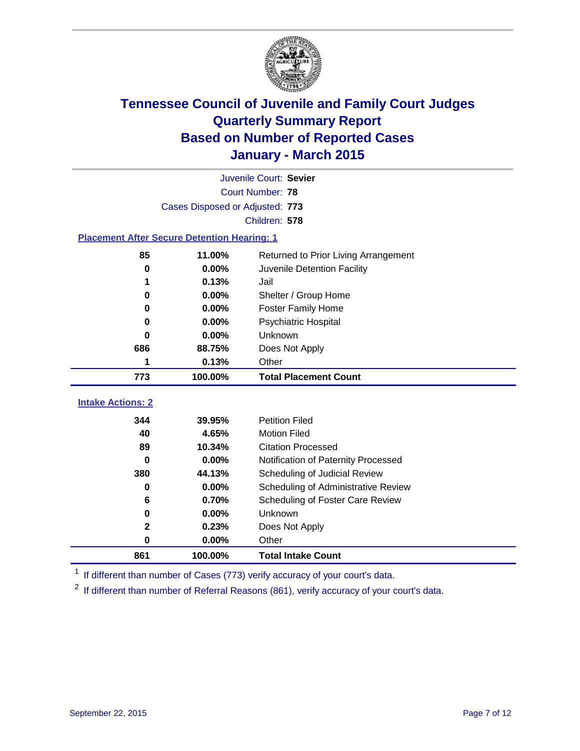# Tennessee Council of Juvenile and Family Court Judges
# Quarterly Summary Report
# Based on Number of Reported Cases
# January - March 2015

Juvenile Court: **Sevier**

Court Number: **78**

Cases Disposed or Adjusted: **773**

Children: **578**

### Placement After Secure Detention Hearing: 1

| | | |
|---|---|---|
| 85 | 11.00% | Returned to Prior Living Arrangement |
| 0 | 0.00% | Juvenile Detention Facility |
| 1 | 0.13% | Jail |
| 0 | 0.00% | Shelter / Group Home |
| 0 | 0.00% | Foster Family Home |
| 0 | 0.00% | Psychiatric Hospital |
| 0 | 0.00% | Unknown |
| 686 | 88.75% | Does Not Apply |
| 1 | 0.13% | Other |
| **773** | **100.00%** | **Total Placement Count** |

### Intake Actions: 2

| | | |
|---|---|---|
| 344 | 39.95% | Petition Filed |
| 40 | 4.65% | Motion Filed |
| 89 | 10.34% | Citation Processed |
| 0 | 0.00% | Notification of Paternity Processed |
| 380 | 44.13% | Scheduling of Judicial Review |
| 0 | 0.00% | Scheduling of Administrative Review |
| 6 | 0.70% | Scheduling of Foster Care Review |
| 0 | 0.00% | Unknown |
| 2 | 0.23% | Does Not Apply |
| 0 | 0.00% | Other |
| **861** | **100.00%** | **Total Intake Count** |

[1] If different than number of Cases (773) verify accuracy of your court's data.

[2] If different than number of Referral Reasons (861), verify accuracy of your court's data.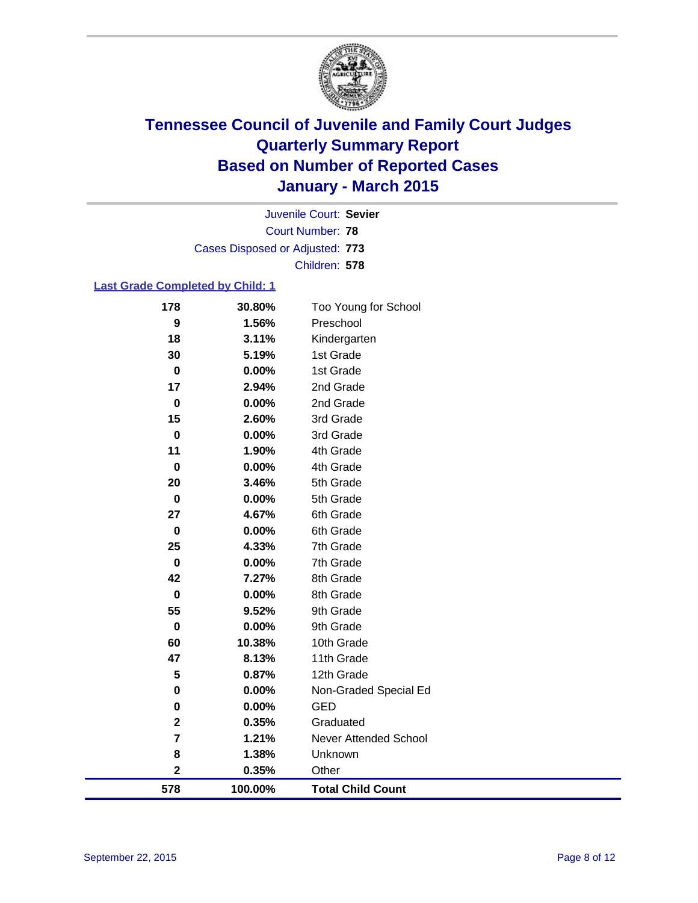# Tennessee Council of Juvenile and Family Court Judges
## Quarterly Summary Report
## Based on Number of Reported Cases
## January - March 2015

Juvenile Court: **Sevier**
Court Number: **78**
Cases Disposed or Adjusted: **773**
Children: **578**

### Last Grade Completed by Child: 1

| | | |
|---|---|---|
| **178** | **30.80%** | Too Young for School |
| **9** | **1.56%** | Preschool |
| **18** | **3.11%** | Kindergarten |
| **30** | **5.19%** | 1st Grade |
| **0** | **0.00%** | 1st Grade |
| **17** | **2.94%** | 2nd Grade |
| **0** | **0.00%** | 2nd Grade |
| **15** | **2.60%** | 3rd Grade |
| **0** | **0.00%** | 3rd Grade |
| **11** | **1.90%** | 4th Grade |
| **0** | **0.00%** | 4th Grade |
| **20** | **3.46%** | 5th Grade |
| **0** | **0.00%** | 5th Grade |
| **27** | **4.67%** | 6th Grade |
| **0** | **0.00%** | 6th Grade |
| **25** | **4.33%** | 7th Grade |
| **0** | **0.00%** | 7th Grade |
| **42** | **7.27%** | 8th Grade |
| **0** | **0.00%** | 8th Grade |
| **55** | **9.52%** | 9th Grade |
| **0** | **0.00%** | 9th Grade |
| **60** | **10.38%** | 10th Grade |
| **47** | **8.13%** | 11th Grade |
| **5** | **0.87%** | 12th Grade |
| **0** | **0.00%** | Non-Graded Special Ed |
| **0** | **0.00%** | GED |
| **2** | **0.35%** | Graduated |
| **7** | **1.21%** | Never Attended School |
| **8** | **1.38%** | Unknown |
| **2** | **0.35%** | Other |
| **578** | **100.00%** | **Total Child Count** |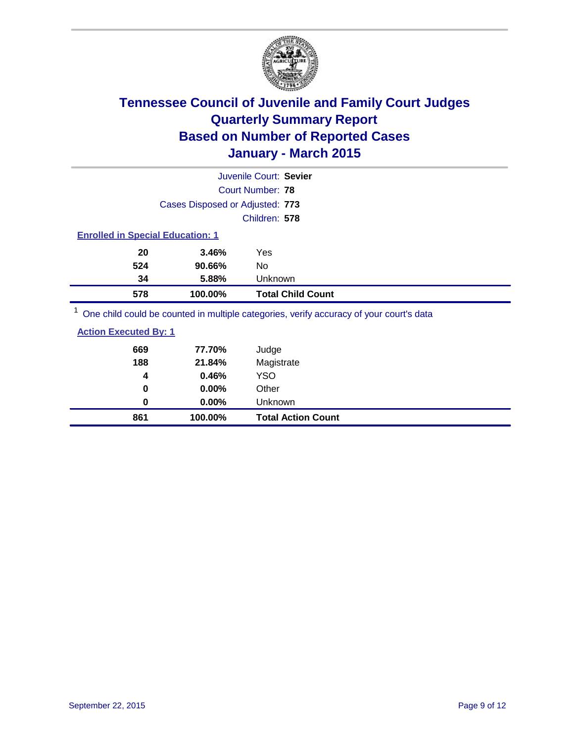# Tennessee Council of Juvenile and Family Court Judges
# Quarterly Summary Report
# Based on Number of Reported Cases
# January - March 2015

Juvenile Court: **Sevier**

Court Number: **78**

Cases Disposed or Adjusted: **773**

Children: **578**

**Enrolled in Special Education: 1**

| | | |
|---|---|---|
| **20** | **3.46%** | Yes |
| **524** | **90.66%** | No |
| **34** | **5.88%** | Unknown |
| **578** | **100.00%** | **Total Child Count** |

[1] One child could be counted in multiple categories, verify accuracy of your court's data

**Action Executed By: 1**

| | | |
|---|---|---|
| **669** | **77.70%** | Judge |
| **188** | **21.84%** | Magistrate |
| **4** | **0.46%** | YSO |
| **0** | **0.00%** | Other |
| **0** | **0.00%** | Unknown |
| **861** | **100.00%** | **Total Action Count** |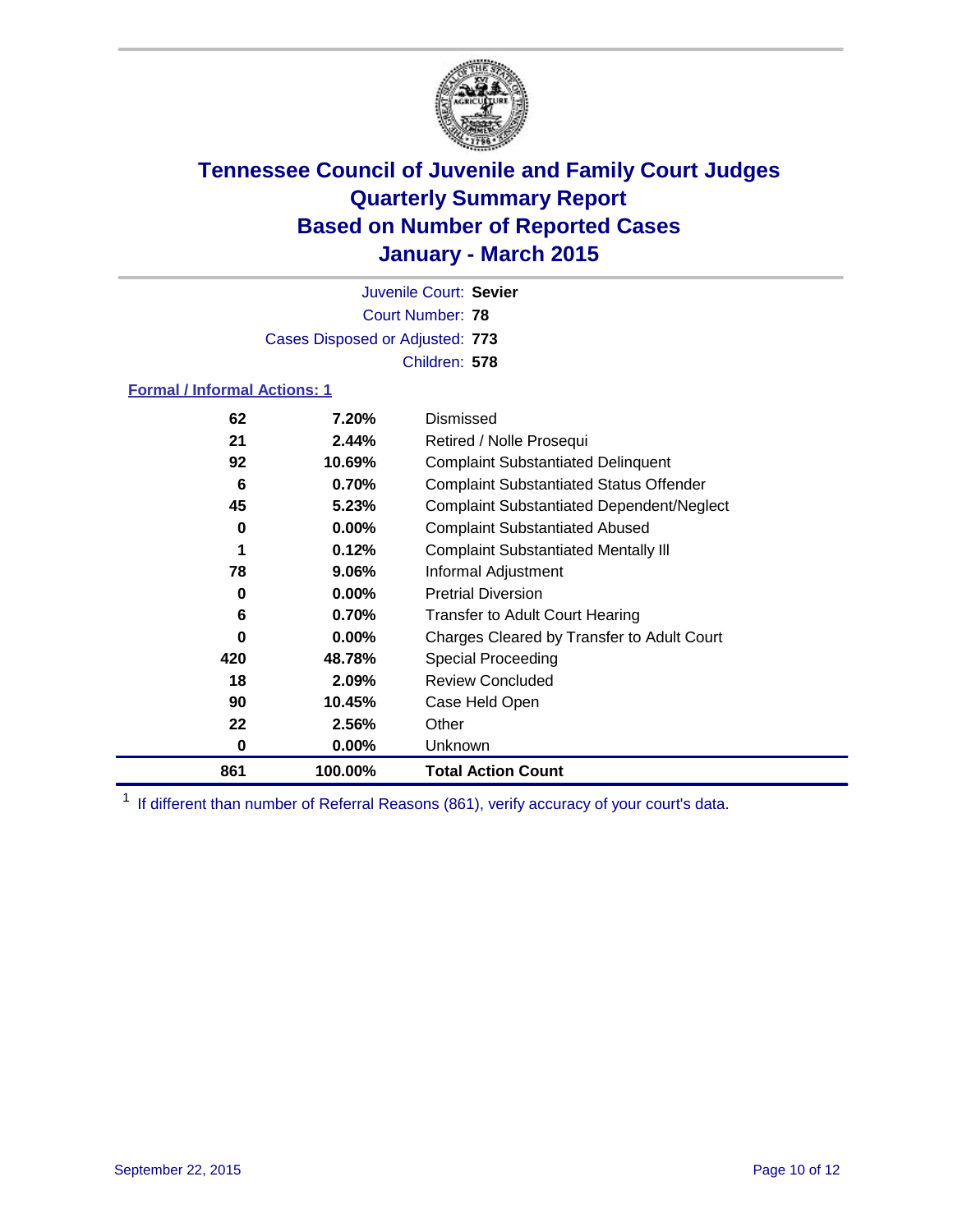# Tennessee Council of Juvenile and Family Court Judges
## Quarterly Summary Report
## Based on Number of Reported Cases
## January - March 2015

Juvenile Court: **Sevier**

Court Number: **78**

Cases Disposed or Adjusted: **773**

Children: **578**

### Formal / Informal Actions: 1

| | | |
|---|---|---|
| 62 | 7.20% | Dismissed |
| 21 | 2.44% | Retired / Nolle Prosequi |
| 92 | 10.69% | Complaint Substantiated Delinquent |
| 6 | 0.70% | Complaint Substantiated Status Offender |
| 45 | 5.23% | Complaint Substantiated Dependent/Neglect |
| 0 | 0.00% | Complaint Substantiated Abused |
| 1 | 0.12% | Complaint Substantiated Mentally Ill |
| 78 | 9.06% | Informal Adjustment |
| 0 | 0.00% | Pretrial Diversion |
| 6 | 0.70% | Transfer to Adult Court Hearing |
| 0 | 0.00% | Charges Cleared by Transfer to Adult Court |
| 420 | 48.78% | Special Proceeding |
| 18 | 2.09% | Review Concluded |
| 90 | 10.45% | Case Held Open |
| 22 | 2.56% | Other |
| 0 | 0.00% | Unknown |
| **861** | **100.00%** | **Total Action Count** |

[1] If different than number of Referral Reasons (861), verify accuracy of your court's data.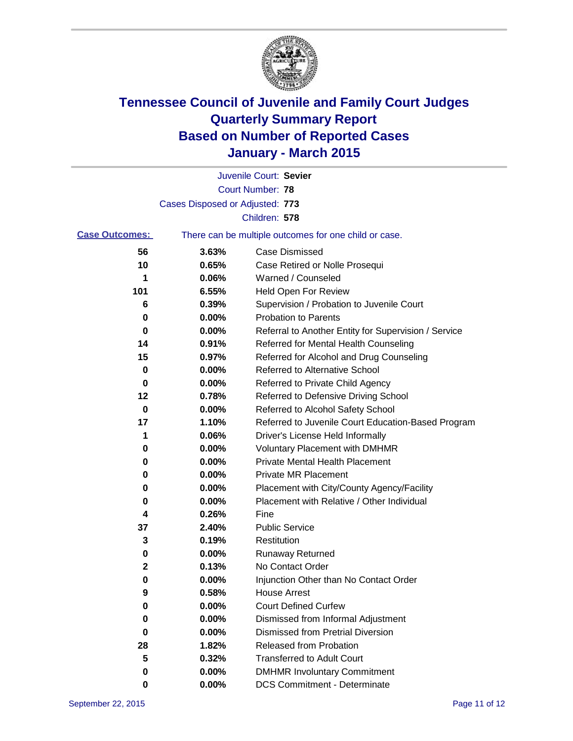# Tennessee Council of Juvenile and Family Court Judges
# Quarterly Summary Report
# Based on Number of Reported Cases
# January - March 2015

Juvenile Court: **Sevier**

Court Number: **78**

Cases Disposed or Adjusted: **773**

Children: **578**

**Case Outcomes:** There can be multiple outcomes for one child or case.

| | | |
|---|---|---|
| **56** | **3.63%** | Case Dismissed |
| **10** | **0.65%** | Case Retired or Nolle Prosequi |
| **1** | **0.06%** | Warned / Counseled |
| **101** | **6.55%** | Held Open For Review |
| **6** | **0.39%** | Supervision / Probation to Juvenile Court |
| **0** | **0.00%** | Probation to Parents |
| **0** | **0.00%** | Referral to Another Entity for Supervision / Service |
| **14** | **0.91%** | Referred for Mental Health Counseling |
| **15** | **0.97%** | Referred for Alcohol and Drug Counseling |
| **0** | **0.00%** | Referred to Alternative School |
| **0** | **0.00%** | Referred to Private Child Agency |
| **12** | **0.78%** | Referred to Defensive Driving School |
| **0** | **0.00%** | Referred to Alcohol Safety School |
| **17** | **1.10%** | Referred to Juvenile Court Education-Based Program |
| **1** | **0.06%** | Driver's License Held Informally |
| **0** | **0.00%** | Voluntary Placement with DMHMR |
| **0** | **0.00%** | Private Mental Health Placement |
| **0** | **0.00%** | Private MR Placement |
| **0** | **0.00%** | Placement with City/County Agency/Facility |
| **0** | **0.00%** | Placement with Relative / Other Individual |
| **4** | **0.26%** | Fine |
| **37** | **2.40%** | Public Service |
| **3** | **0.19%** | Restitution |
| **0** | **0.00%** | Runaway Returned |
| **2** | **0.13%** | No Contact Order |
| **0** | **0.00%** | Injunction Other than No Contact Order |
| **9** | **0.58%** | House Arrest |
| **0** | **0.00%** | Court Defined Curfew |
| **0** | **0.00%** | Dismissed from Informal Adjustment |
| **0** | **0.00%** | Dismissed from Pretrial Diversion |
| **28** | **1.82%** | Released from Probation |
| **5** | **0.32%** | Transferred to Adult Court |
| **0** | **0.00%** | DMHMR Involuntary Commitment |
| **0** | **0.00%** | DCS Commitment - Determinate |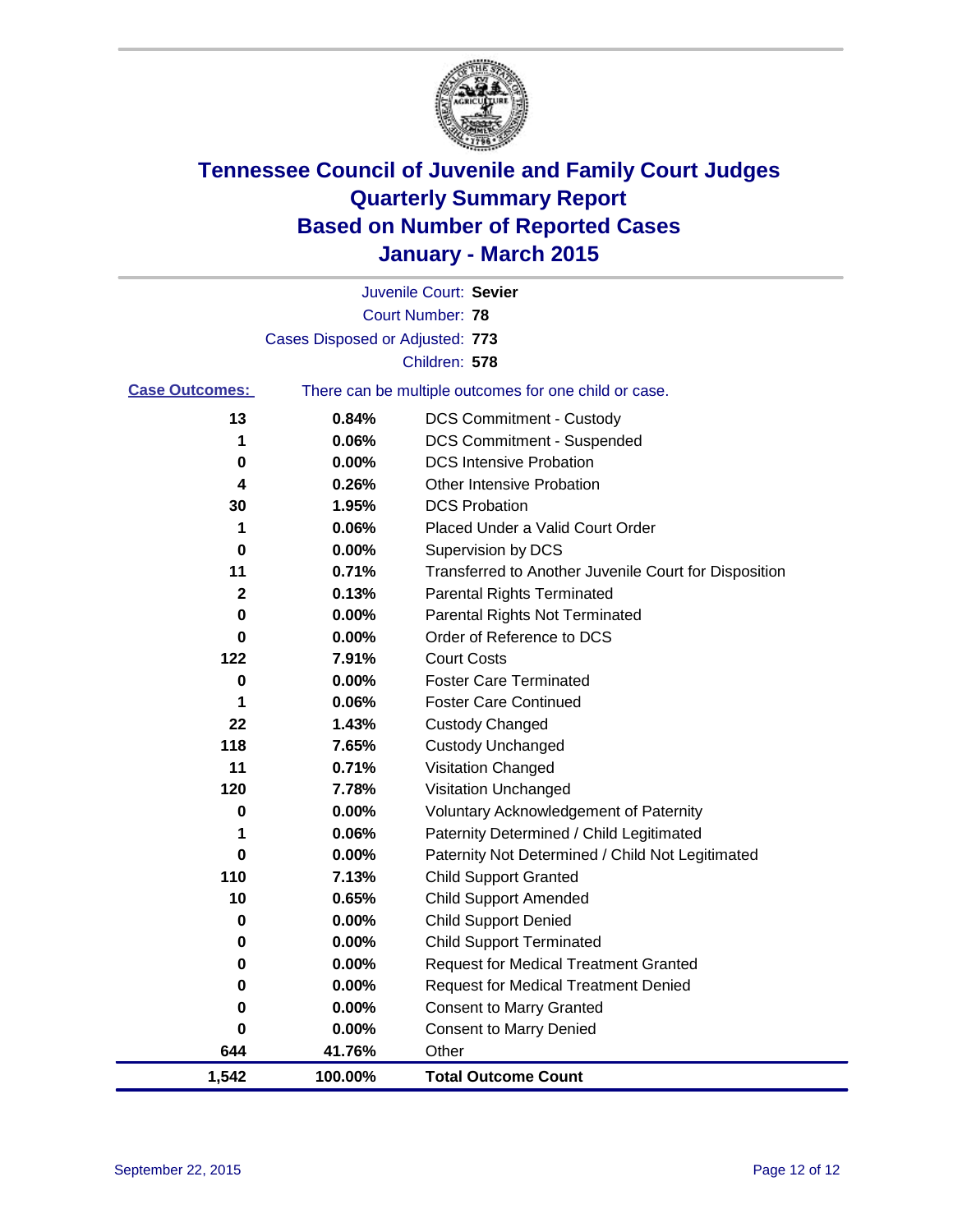# Tennessee Council of Juvenile and Family Court Judges
# Quarterly Summary Report
# Based on Number of Reported Cases
# January - March 2015

Juvenile Court: **Sevier**

Court Number: **78**

Cases Disposed or Adjusted: **773**

Children: **578**

**Case Outcomes:** There can be multiple outcomes for one child or case.

| | | |
|---|---|---|
| 13 | 0.84% | DCS Commitment - Custody |
| 1 | 0.06% | DCS Commitment - Suspended |
| 0 | 0.00% | DCS Intensive Probation |
| 4 | 0.26% | Other Intensive Probation |
| 30 | 1.95% | DCS Probation |
| 1 | 0.06% | Placed Under a Valid Court Order |
| 0 | 0.00% | Supervision by DCS |
| 11 | 0.71% | Transferred to Another Juvenile Court for Disposition |
| 2 | 0.13% | Parental Rights Terminated |
| 0 | 0.00% | Parental Rights Not Terminated |
| 0 | 0.00% | Order of Reference to DCS |
| 122 | 7.91% | Court Costs |
| 0 | 0.00% | Foster Care Terminated |
| 1 | 0.06% | Foster Care Continued |
| 22 | 1.43% | Custody Changed |
| 118 | 7.65% | Custody Unchanged |
| 11 | 0.71% | Visitation Changed |
| 120 | 7.78% | Visitation Unchanged |
| 0 | 0.00% | Voluntary Acknowledgement of Paternity |
| 1 | 0.06% | Paternity Determined / Child Legitimated |
| 0 | 0.00% | Paternity Not Determined / Child Not Legitimated |
| 110 | 7.13% | Child Support Granted |
| 10 | 0.65% | Child Support Amended |
| 0 | 0.00% | Child Support Denied |
| 0 | 0.00% | Child Support Terminated |
| 0 | 0.00% | Request for Medical Treatment Granted |
| 0 | 0.00% | Request for Medical Treatment Denied |
| 0 | 0.00% | Consent to Marry Granted |
| 0 | 0.00% | Consent to Marry Denied |
| 644 | 41.76% | Other |
| **1,542** | **100.00%** | **Total Outcome Count** |